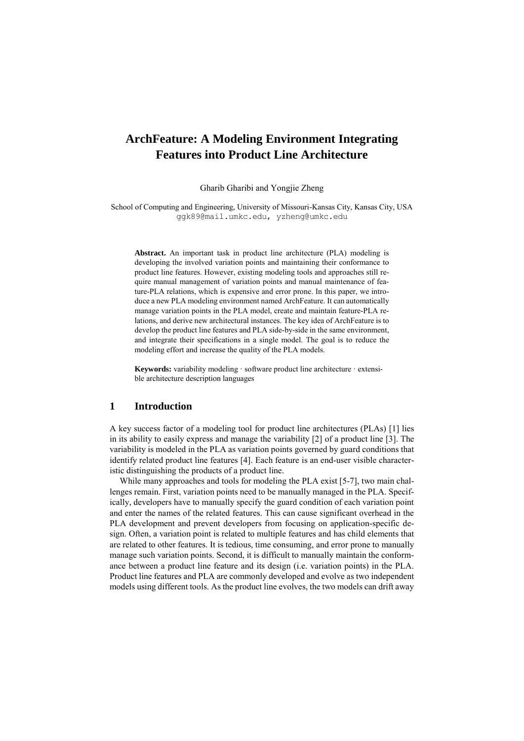# ArchFeature: A Modeling Environment Integrating Features into Product Line Architecture

Gharib Gharibi and Yongjie Zheng

School of Computing and Engineering, University of Missouri-Kansas City, Kansas City, USA
ggk89@mail.umkc.edu, yzheng@umkc.edu

**Abstract.** An important task in product line architecture (PLA) modeling is developing the involved variation points and maintaining their conformance to product line features. However, existing modeling tools and approaches still require manual management of variation points and manual maintenance of feature-PLA relations, which is expensive and error prone. In this paper, we introduce a new PLA modeling environment named ArchFeature. It can automatically manage variation points in the PLA model, create and maintain feature-PLA relations, and derive new architectural instances. The key idea of ArchFeature is to develop the product line features and PLA side-by-side in the same environment, and integrate their specifications in a single model. The goal is to reduce the modeling effort and increase the quality of the PLA models.

**Keywords:** variability modeling · software product line architecture · extensible architecture description languages

## 1 Introduction

A key success factor of a modeling tool for product line architectures (PLAs) [1] lies in its ability to easily express and manage the variability [2] of a product line [3]. The variability is modeled in the PLA as variation points governed by guard conditions that identify related product line features [4]. Each feature is an end-user visible characteristic distinguishing the products of a product line.

While many approaches and tools for modeling the PLA exist [5-7], two main challenges remain. First, variation points need to be manually managed in the PLA. Specifically, developers have to manually specify the guard condition of each variation point and enter the names of the related features. This can cause significant overhead in the PLA development and prevent developers from focusing on application-specific design. Often, a variation point is related to multiple features and has child elements that are related to other features. It is tedious, time consuming, and error prone to manually manage such variation points. Second, it is difficult to manually maintain the conformance between a product line feature and its design (i.e. variation points) in the PLA. Product line features and PLA are commonly developed and evolve as two independent models using different tools. As the product line evolves, the two models can drift away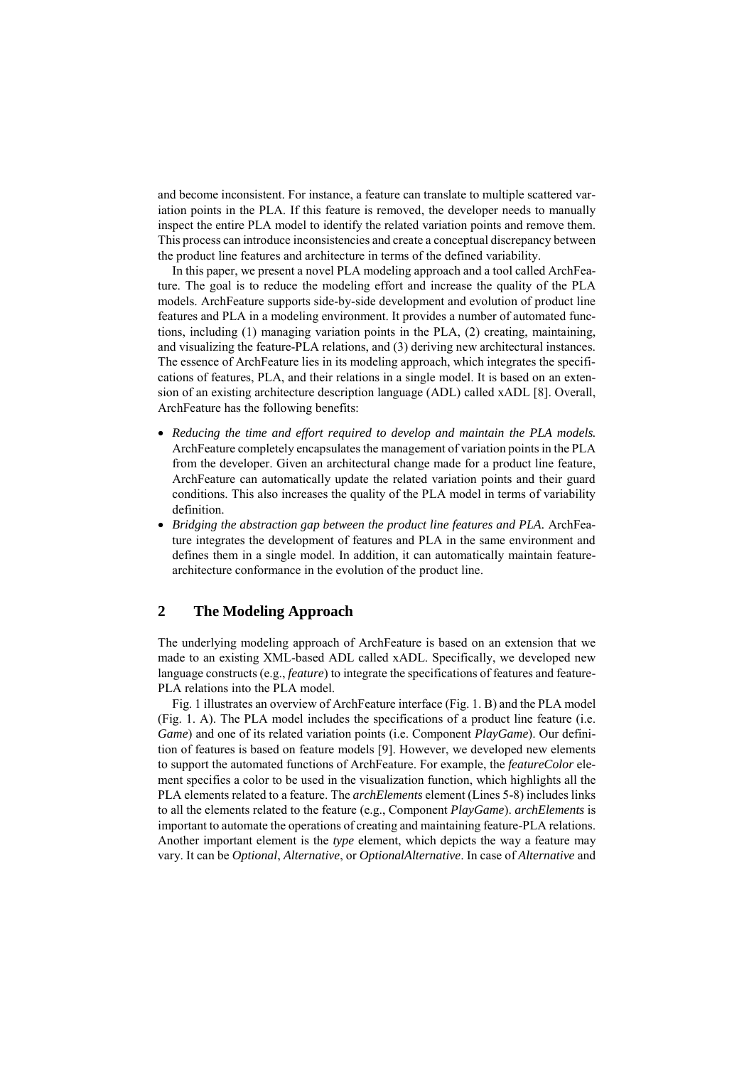and become inconsistent. For instance, a feature can translate to multiple scattered variation points in the PLA. If this feature is removed, the developer needs to manually inspect the entire PLA model to identify the related variation points and remove them. This process can introduce inconsistencies and create a conceptual discrepancy between the product line features and architecture in terms of the defined variability.

In this paper, we present a novel PLA modeling approach and a tool called ArchFeature. The goal is to reduce the modeling effort and increase the quality of the PLA models. ArchFeature supports side-by-side development and evolution of product line features and PLA in a modeling environment. It provides a number of automated functions, including (1) managing variation points in the PLA, (2) creating, maintaining, and visualizing the feature-PLA relations, and (3) deriving new architectural instances. The essence of ArchFeature lies in its modeling approach, which integrates the specifications of features, PLA, and their relations in a single model. It is based on an extension of an existing architecture description language (ADL) called xADL [8]. Overall, ArchFeature has the following benefits:

- *Reducing the time and effort required to develop and maintain the PLA models.* ArchFeature completely encapsulates the management of variation points in the PLA from the developer. Given an architectural change made for a product line feature, ArchFeature can automatically update the related variation points and their guard conditions. This also increases the quality of the PLA model in terms of variability definition.
- *Bridging the abstraction gap between the product line features and PLA.* ArchFeature integrates the development of features and PLA in the same environment and defines them in a single model. In addition, it can automatically maintain feature-architecture conformance in the evolution of the product line.

## 2 The Modeling Approach

The underlying modeling approach of ArchFeature is based on an extension that we made to an existing XML-based ADL called xADL. Specifically, we developed new language constructs (e.g., *feature*) to integrate the specifications of features and feature-PLA relations into the PLA model.

Fig. 1 illustrates an overview of ArchFeature interface (Fig. 1. B) and the PLA model (Fig. 1. A). The PLA model includes the specifications of a product line feature (i.e. *Game*) and one of its related variation points (i.e. Component *PlayGame*). Our definition of features is based on feature models [9]. However, we developed new elements to support the automated functions of ArchFeature. For example, the *featureColor* element specifies a color to be used in the visualization function, which highlights all the PLA elements related to a feature. The *archElements* element (Lines 5-8) includes links to all the elements related to the feature (e.g., Component *PlayGame*). *archElements* is important to automate the operations of creating and maintaining feature-PLA relations. Another important element is the *type* element, which depicts the way a feature may vary. It can be *Optional*, *Alternative*, or *OptionalAlternative*. In case of *Alternative* and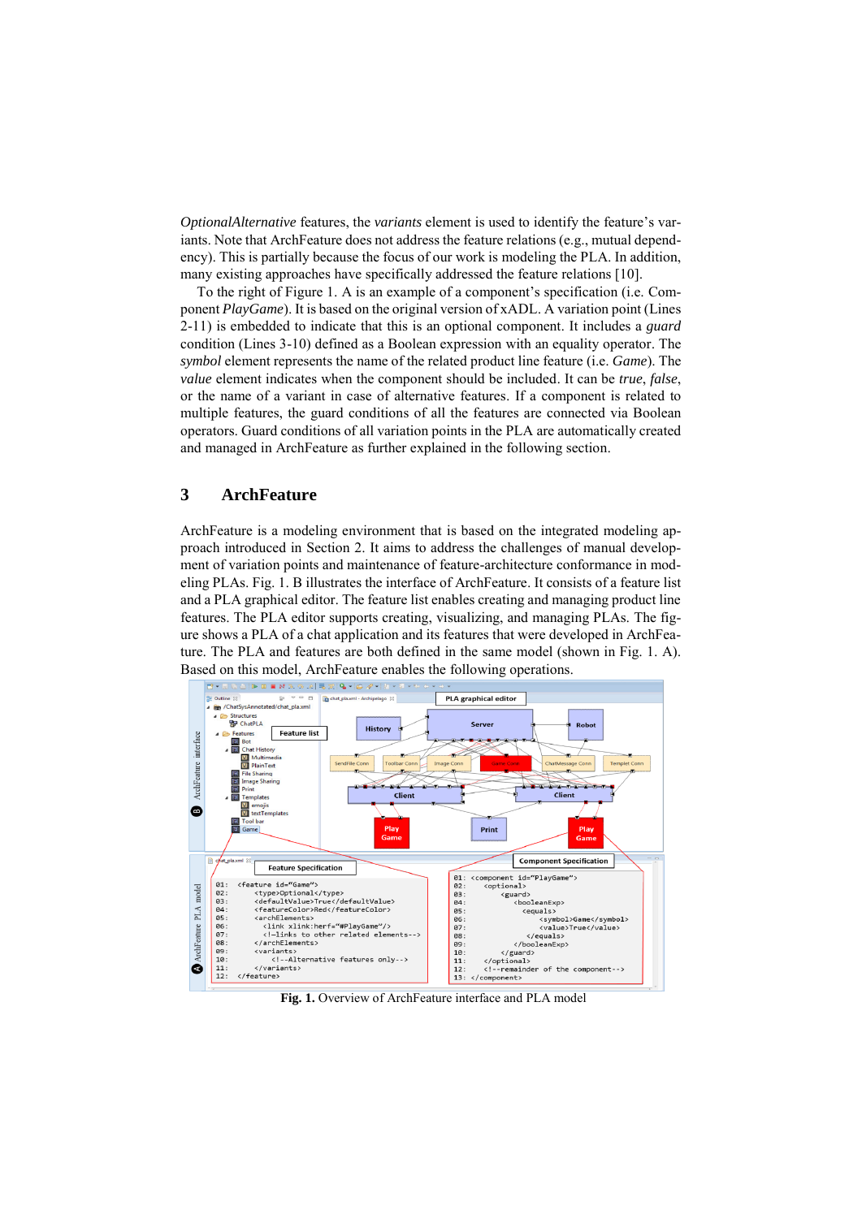*OptionalAlternative* features, the *variants* element is used to identify the feature's variants. Note that ArchFeature does not address the feature relations (e.g., mutual dependency). This is partially because the focus of our work is modeling the PLA. In addition, many existing approaches have specifically addressed the feature relations [10].

To the right of Figure 1. A is an example of a component's specification (i.e. Component *PlayGame*). It is based on the original version of xADL. A variation point (Lines 2-11) is embedded to indicate that this is an optional component. It includes a *guard* condition (Lines 3-10) defined as a Boolean expression with an equality operator. The *symbol* element represents the name of the related product line feature (i.e. *Game*). The *value* element indicates when the component should be included. It can be *true*, *false*, or the name of a variant in case of alternative features. If a component is related to multiple features, the guard conditions of all the features are connected via Boolean operators. Guard conditions of all variation points in the PLA are automatically created and managed in ArchFeature as further explained in the following section.

## 3 ArchFeature

ArchFeature is a modeling environment that is based on the integrated modeling approach introduced in Section 2. It aims to address the challenges of manual development of variation points and maintenance of feature-architecture conformance in modeling PLAs. Fig. 1. B illustrates the interface of ArchFeature. It consists of a feature list and a PLA graphical editor. The feature list enables creating and managing product line features. The PLA editor supports creating, visualizing, and managing PLAs. The figure shows a PLA of a chat application and its features that were developed in ArchFeature. The PLA and features are both defined in the same model (shown in Fig. 1. A). Based on this model, ArchFeature enables the following operations.

**Fig. 1.** Overview of ArchFeature interface and PLA model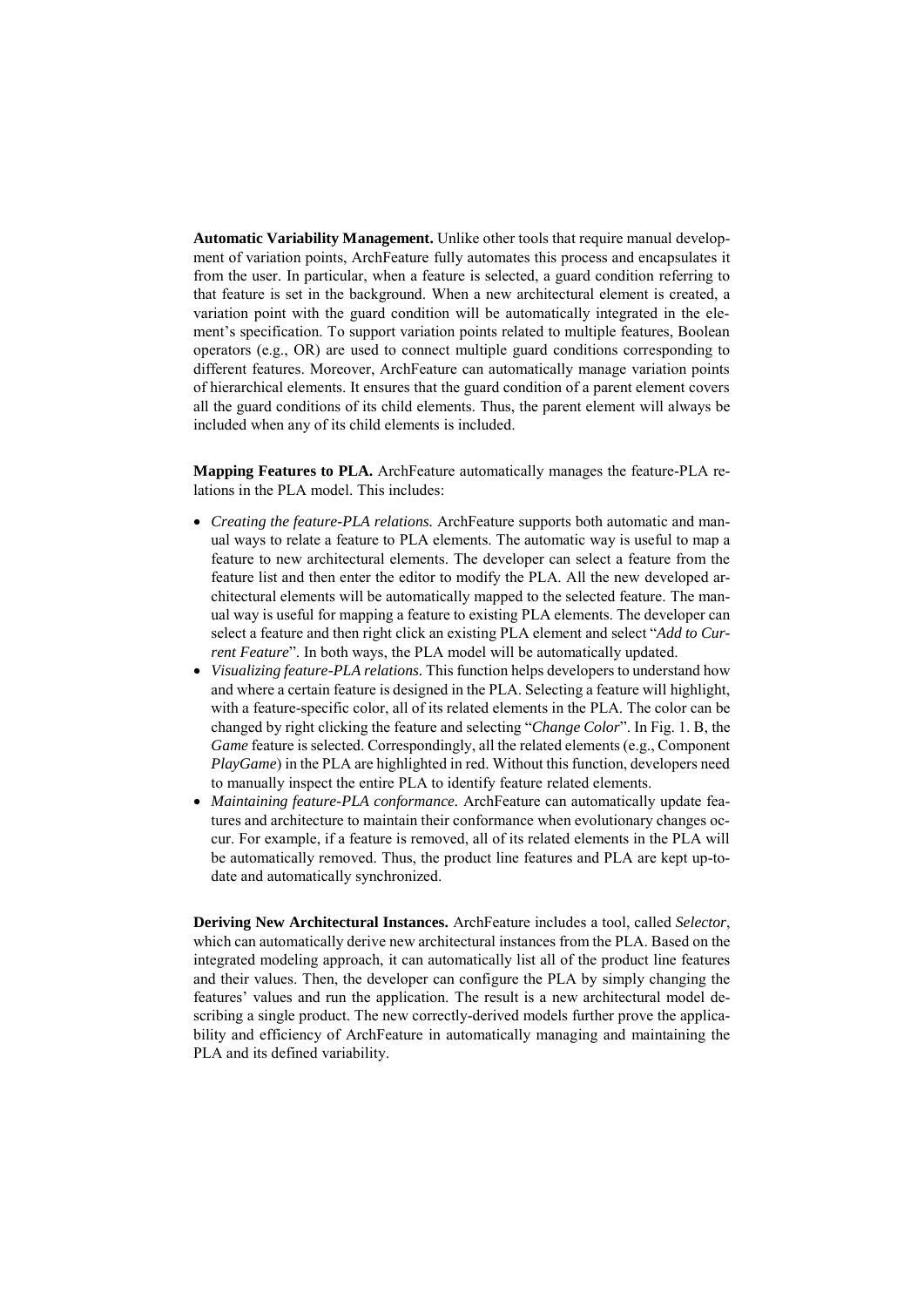**Automatic Variability Management.** Unlike other tools that require manual development of variation points, ArchFeature fully automates this process and encapsulates it from the user. In particular, when a feature is selected, a guard condition referring to that feature is set in the background. When a new architectural element is created, a variation point with the guard condition will be automatically integrated in the element's specification. To support variation points related to multiple features, Boolean operators (e.g., OR) are used to connect multiple guard conditions corresponding to different features. Moreover, ArchFeature can automatically manage variation points of hierarchical elements. It ensures that the guard condition of a parent element covers all the guard conditions of its child elements. Thus, the parent element will always be included when any of its child elements is included.

**Mapping Features to PLA.** ArchFeature automatically manages the feature-PLA relations in the PLA model. This includes:

- *Creating the feature-PLA relations.* ArchFeature supports both automatic and manual ways to relate a feature to PLA elements. The automatic way is useful to map a feature to new architectural elements. The developer can select a feature from the feature list and then enter the editor to modify the PLA. All the new developed architectural elements will be automatically mapped to the selected feature. The manual way is useful for mapping a feature to existing PLA elements. The developer can select a feature and then right click an existing PLA element and select "*Add to Current Feature*". In both ways, the PLA model will be automatically updated.
- *Visualizing feature-PLA relations.* This function helps developers to understand how and where a certain feature is designed in the PLA. Selecting a feature will highlight, with a feature-specific color, all of its related elements in the PLA. The color can be changed by right clicking the feature and selecting "*Change Color*". In Fig. 1. B, the *Game* feature is selected. Correspondingly, all the related elements (e.g., Component *PlayGame*) in the PLA are highlighted in red. Without this function, developers need to manually inspect the entire PLA to identify feature related elements.
- *Maintaining feature-PLA conformance.* ArchFeature can automatically update features and architecture to maintain their conformance when evolutionary changes occur. For example, if a feature is removed, all of its related elements in the PLA will be automatically removed. Thus, the product line features and PLA are kept up-to-date and automatically synchronized.

**Deriving New Architectural Instances.** ArchFeature includes a tool, called *Selector*, which can automatically derive new architectural instances from the PLA. Based on the integrated modeling approach, it can automatically list all of the product line features and their values. Then, the developer can configure the PLA by simply changing the features' values and run the application. The result is a new architectural model describing a single product. The new correctly-derived models further prove the applicability and efficiency of ArchFeature in automatically managing and maintaining the PLA and its defined variability.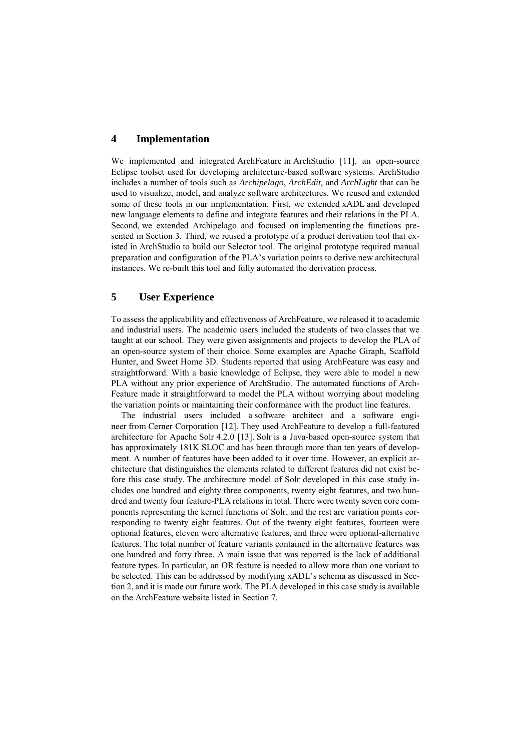## 4 Implementation

We implemented and integrated ArchFeature in ArchStudio [11], an open-source Eclipse toolset used for developing architecture-based software systems. ArchStudio includes a number of tools such as *Archipelago*, *ArchEdit*, and *ArchLight* that can be used to visualize, model, and analyze software architectures. We reused and extended some of these tools in our implementation. First, we extended xADL and developed new language elements to define and integrate features and their relations in the PLA. Second, we extended Archipelago and focused on implementing the functions presented in Section 3. Third, we reused a prototype of a product derivation tool that existed in ArchStudio to build our Selector tool. The original prototype required manual preparation and configuration of the PLA's variation points to derive new architectural instances. We re-built this tool and fully automated the derivation process.

## 5 User Experience

To assess the applicability and effectiveness of ArchFeature, we released it to academic and industrial users. The academic users included the students of two classes that we taught at our school. They were given assignments and projects to develop the PLA of an open-source system of their choice. Some examples are Apache Giraph, Scaffold Hunter, and Sweet Home 3D. Students reported that using ArchFeature was easy and straightforward. With a basic knowledge of Eclipse, they were able to model a new PLA without any prior experience of ArchStudio. The automated functions of ArchFeature made it straightforward to model the PLA without worrying about modeling the variation points or maintaining their conformance with the product line features.

The industrial users included a software architect and a software engineer from Cerner Corporation [12]. They used ArchFeature to develop a full-featured architecture for Apache Solr 4.2.0 [13]. Solr is a Java-based open-source system that has approximately 181K SLOC and has been through more than ten years of development. A number of features have been added to it over time. However, an explicit architecture that distinguishes the elements related to different features did not exist before this case study. The architecture model of Solr developed in this case study includes one hundred and eighty three components, twenty eight features, and two hundred and twenty four feature-PLA relations in total. There were twenty seven core components representing the kernel functions of Solr, and the rest are variation points corresponding to twenty eight features. Out of the twenty eight features, fourteen were optional features, eleven were alternative features, and three were optional-alternative features. The total number of feature variants contained in the alternative features was one hundred and forty three. A main issue that was reported is the lack of additional feature types. In particular, an OR feature is needed to allow more than one variant to be selected. This can be addressed by modifying xADL's schema as discussed in Section 2, and it is made our future work. The PLA developed in this case study is available on the ArchFeature website listed in Section 7.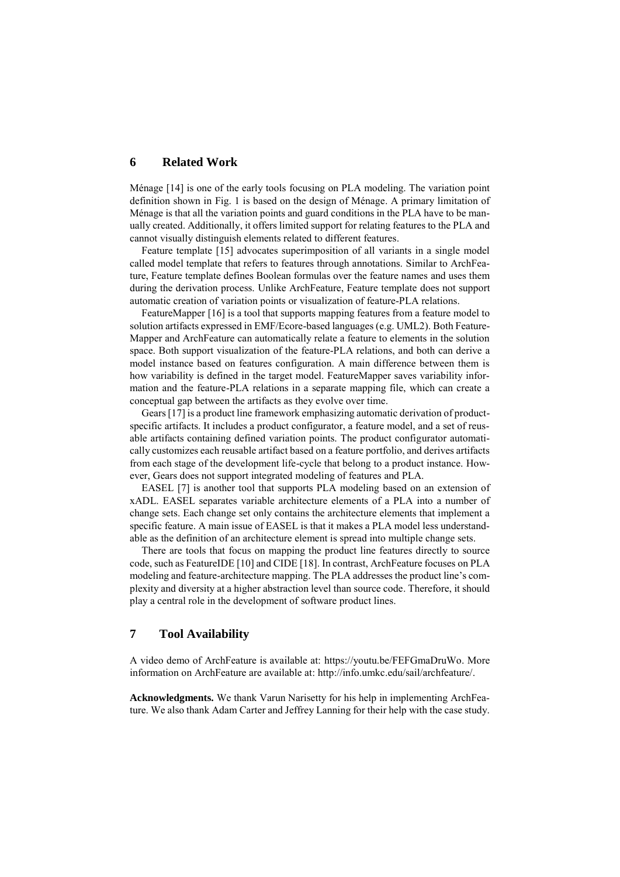## 6 Related Work

Ménage [14] is one of the early tools focusing on PLA modeling. The variation point definition shown in Fig. 1 is based on the design of Ménage. A primary limitation of Ménage is that all the variation points and guard conditions in the PLA have to be manually created. Additionally, it offers limited support for relating features to the PLA and cannot visually distinguish elements related to different features.

Feature template [15] advocates superimposition of all variants in a single model called model template that refers to features through annotations. Similar to ArchFeature, Feature template defines Boolean formulas over the feature names and uses them during the derivation process. Unlike ArchFeature, Feature template does not support automatic creation of variation points or visualization of feature-PLA relations.

FeatureMapper [16] is a tool that supports mapping features from a feature model to solution artifacts expressed in EMF/Ecore-based languages (e.g. UML2). Both FeatureMapper and ArchFeature can automatically relate a feature to elements in the solution space. Both support visualization of the feature-PLA relations, and both can derive a model instance based on features configuration. A main difference between them is how variability is defined in the target model. FeatureMapper saves variability information and the feature-PLA relations in a separate mapping file, which can create a conceptual gap between the artifacts as they evolve over time.

Gears [17] is a product line framework emphasizing automatic derivation of product-specific artifacts. It includes a product configurator, a feature model, and a set of reusable artifacts containing defined variation points. The product configurator automatically customizes each reusable artifact based on a feature portfolio, and derives artifacts from each stage of the development life-cycle that belong to a product instance. However, Gears does not support integrated modeling of features and PLA.

EASEL [7] is another tool that supports PLA modeling based on an extension of xADL. EASEL separates variable architecture elements of a PLA into a number of change sets. Each change set only contains the architecture elements that implement a specific feature. A main issue of EASEL is that it makes a PLA model less understandable as the definition of an architecture element is spread into multiple change sets.

There are tools that focus on mapping the product line features directly to source code, such as FeatureIDE [10] and CIDE [18]. In contrast, ArchFeature focuses on PLA modeling and feature-architecture mapping. The PLA addresses the product line's complexity and diversity at a higher abstraction level than source code. Therefore, it should play a central role in the development of software product lines.

## 7 Tool Availability

A video demo of ArchFeature is available at: https://youtu.be/FEFGmaDruWo. More information on ArchFeature are available at: http://info.umkc.edu/sail/archfeature/.

**Acknowledgments.** We thank Varun Narisetty for his help in implementing ArchFeature. We also thank Adam Carter and Jeffrey Lanning for their help with the case study.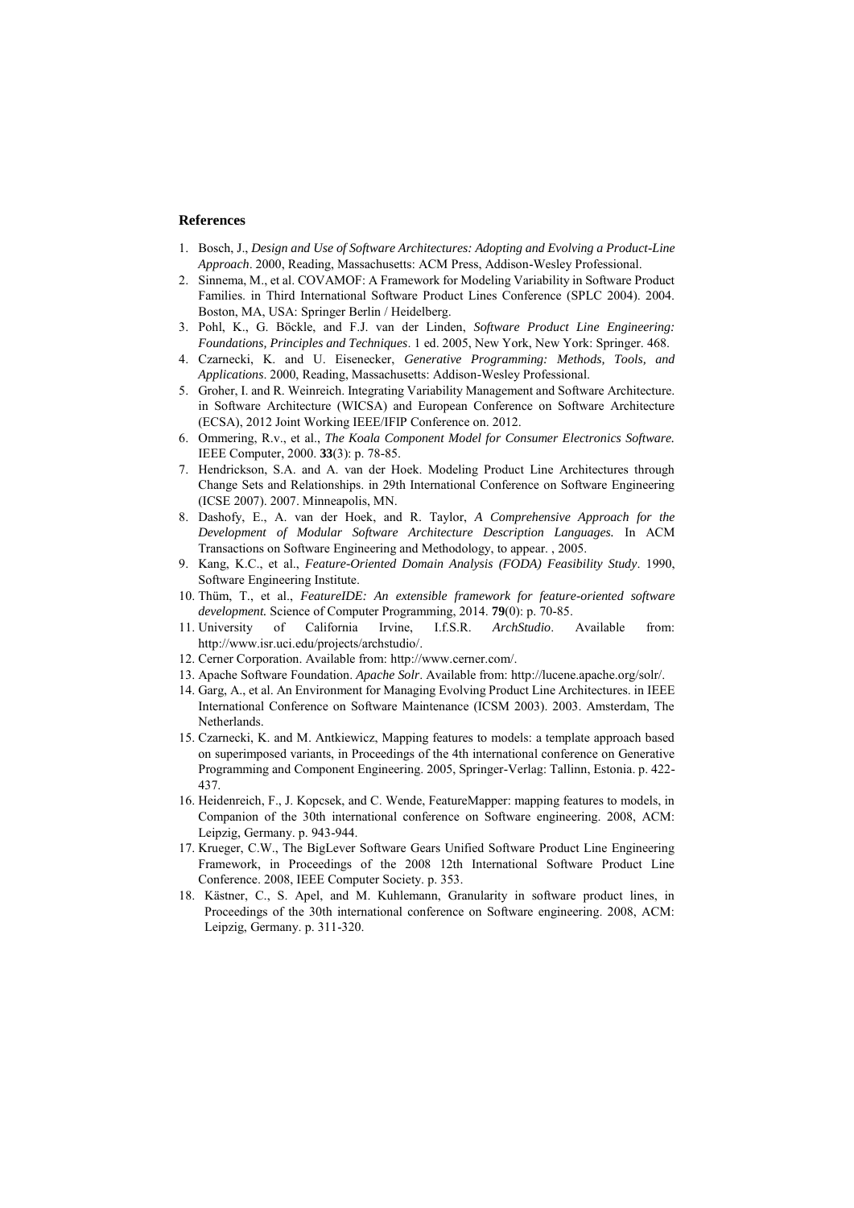## References

1. Bosch, J., *Design and Use of Software Architectures: Adopting and Evolving a Product-Line Approach*. 2000, Reading, Massachusetts: ACM Press, Addison-Wesley Professional.
2. Sinnema, M., et al. COVAMOF: A Framework for Modeling Variability in Software Product Families. in Third International Software Product Lines Conference (SPLC 2004). 2004. Boston, MA, USA: Springer Berlin / Heidelberg.
3. Pohl, K., G. Böckle, and F.J. van der Linden, *Software Product Line Engineering: Foundations, Principles and Techniques*. 1 ed. 2005, New York, New York: Springer. 468.
4. Czarnecki, K. and U. Eisenecker, *Generative Programming: Methods, Tools, and Applications*. 2000, Reading, Massachusetts: Addison-Wesley Professional.
5. Groher, I. and R. Weinreich. Integrating Variability Management and Software Architecture. in Software Architecture (WICSA) and European Conference on Software Architecture (ECSA), 2012 Joint Working IEEE/IFIP Conference on. 2012.
6. Ommering, R.v., et al., *The Koala Component Model for Consumer Electronics Software.* IEEE Computer, 2000. **33**(3): p. 78-85.
7. Hendrickson, S.A. and A. van der Hoek. Modeling Product Line Architectures through Change Sets and Relationships. in 29th International Conference on Software Engineering (ICSE 2007). 2007. Minneapolis, MN.
8. Dashofy, E., A. van der Hoek, and R. Taylor, *A Comprehensive Approach for the Development of Modular Software Architecture Description Languages.* In ACM Transactions on Software Engineering and Methodology, to appear. , 2005.
9. Kang, K.C., et al., *Feature-Oriented Domain Analysis (FODA) Feasibility Study*. 1990, Software Engineering Institute.
10. Thüm, T., et al., *FeatureIDE: An extensible framework for feature-oriented software development.* Science of Computer Programming, 2014. **79**(0): p. 70-85.
11. University of California Irvine, I.f.S.R. *ArchStudio*. Available from: http://www.isr.uci.edu/projects/archstudio/.
12. Cerner Corporation. Available from: http://www.cerner.com/.
13. Apache Software Foundation. *Apache Solr*. Available from: http://lucene.apache.org/solr/.
14. Garg, A., et al. An Environment for Managing Evolving Product Line Architectures. in IEEE International Conference on Software Maintenance (ICSM 2003). 2003. Amsterdam, The Netherlands.
15. Czarnecki, K. and M. Antkiewicz, Mapping features to models: a template approach based on superimposed variants, in Proceedings of the 4th international conference on Generative Programming and Component Engineering. 2005, Springer-Verlag: Tallinn, Estonia. p. 422-437.
16. Heidenreich, F., J. Kopcsek, and C. Wende, FeatureMapper: mapping features to models, in Companion of the 30th international conference on Software engineering. 2008, ACM: Leipzig, Germany. p. 943-944.
17. Krueger, C.W., The BigLever Software Gears Unified Software Product Line Engineering Framework, in Proceedings of the 2008 12th International Software Product Line Conference. 2008, IEEE Computer Society. p. 353.
18. Kästner, C., S. Apel, and M. Kuhlemann, Granularity in software product lines, in Proceedings of the 30th international conference on Software engineering. 2008, ACM: Leipzig, Germany. p. 311-320.